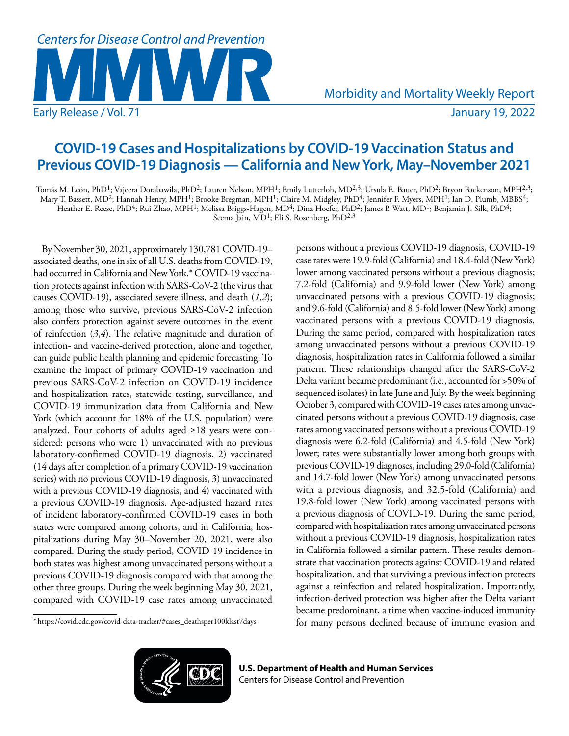# COVID-19 Cases and Hospitalizations by COVID-19 Vaccination Status and Previous COVID-19 Diagnosis — California and New York, May–November 2021

Tomás M. León, PhD[1]; Vajeera Dorabawila, PhD[2]; Lauren Nelson, MPH[1]; Emily Lutterloh, MD[2,3]; Ursula E. Bauer, PhD[2]; Bryon Backenson, MPH[2,3]; Mary T. Bassett, MD[2]; Hannah Henry, MPH[1]; Brooke Bregman, MPH[1]; Claire M. Midgley, PhD[4]; Jennifer F. Myers, MPH[1]; Ian D. Plumb, MBBS[4]; Heather E. Reese, PhD[4]; Rui Zhao, MPH[1]; Melissa Briggs-Hagen, MD[4]; Dina Hoefer, PhD[2]; James P. Watt, MD[1]; Benjamin J. Silk, PhD[4]; Seema Jain, MD[1]; Eli S. Rosenberg, PhD[2,3]

By November 30, 2021, approximately 130,781 COVID-19–associated deaths, one in six of all U.S. deaths from COVID-19, had occurred in California and New York.* COVID-19 vaccination protects against infection with SARS-CoV-2 (the virus that causes COVID-19), associated severe illness, and death (*1*,*2*); among those who survive, previous SARS-CoV-2 infection also confers protection against severe outcomes in the event of reinfection (*3*,*4*). The relative magnitude and duration of infection- and vaccine-derived protection, alone and together, can guide public health planning and epidemic forecasting. To examine the impact of primary COVID-19 vaccination and previous SARS-CoV-2 infection on COVID-19 incidence and hospitalization rates, statewide testing, surveillance, and COVID-19 immunization data from California and New York (which account for 18% of the U.S. population) were analyzed. Four cohorts of adults aged ≥18 years were considered: persons who were 1) unvaccinated with no previous laboratory-confirmed COVID-19 diagnosis, 2) vaccinated (14 days after completion of a primary COVID-19 vaccination series) with no previous COVID-19 diagnosis, 3) unvaccinated with a previous COVID-19 diagnosis, and 4) vaccinated with a previous COVID-19 diagnosis. Age-adjusted hazard rates of incident laboratory-confirmed COVID-19 cases in both states were compared among cohorts, and in California, hospitalizations during May 30–November 20, 2021, were also compared. During the study period, COVID-19 incidence in both states was highest among unvaccinated persons without a previous COVID-19 diagnosis compared with that among the other three groups. During the week beginning May 30, 2021, compared with COVID-19 case rates among unvaccinated persons without a previous COVID-19 diagnosis, COVID-19 case rates were 19.9-fold (California) and 18.4-fold (New York) lower among vaccinated persons without a previous diagnosis; 7.2-fold (California) and 9.9-fold lower (New York) among unvaccinated persons with a previous COVID-19 diagnosis; and 9.6-fold (California) and 8.5-fold lower (New York) among vaccinated persons with a previous COVID-19 diagnosis. During the same period, compared with hospitalization rates among unvaccinated persons without a previous COVID-19 diagnosis, hospitalization rates in California followed a similar pattern. These relationships changed after the SARS-CoV-2 Delta variant became predominant (i.e., accounted for >50% of sequenced isolates) in late June and July. By the week beginning October 3, compared with COVID-19 cases rates among unvaccinated persons without a previous COVID-19 diagnosis, case rates among vaccinated persons without a previous COVID-19 diagnosis were 6.2-fold (California) and 4.5-fold (New York) lower; rates were substantially lower among both groups with previous COVID-19 diagnoses, including 29.0-fold (California) and 14.7-fold lower (New York) among unvaccinated persons with a previous diagnosis, and 32.5-fold (California) and 19.8-fold lower (New York) among vaccinated persons with a previous diagnosis of COVID-19. During the same period, compared with hospitalization rates among unvaccinated persons without a previous COVID-19 diagnosis, hospitalization rates in California followed a similar pattern. These results demonstrate that vaccination protects against COVID-19 and related hospitalization, and that surviving a previous infection protects against a reinfection and related hospitalization. Importantly, infection-derived protection was higher after the Delta variant became predominant, a time when vaccine-induced immunity for many persons declined because of immune evasion and

\* https://covid.cdc.gov/covid-data-tracker/#cases_deathsper100klast7days

**U.S. Department of Health and Human Services**
Centers for Disease Control and Prevention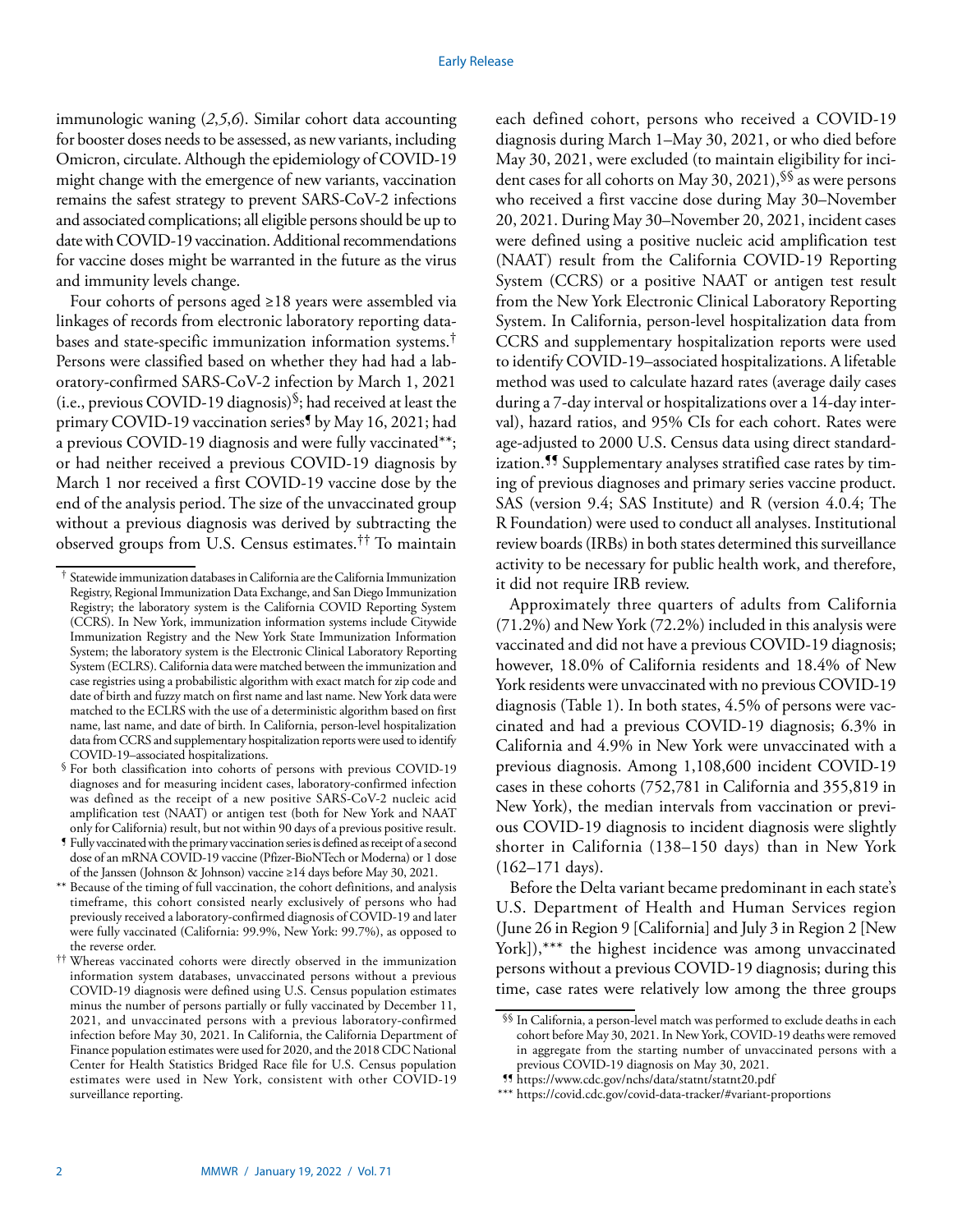immunologic waning (*2*,*5*,*6*). Similar cohort data accounting for booster doses needs to be assessed, as new variants, including Omicron, circulate. Although the epidemiology of COVID-19 might change with the emergence of new variants, vaccination remains the safest strategy to prevent SARS-CoV-2 infections and associated complications; all eligible persons should be up to date with COVID-19 vaccination. Additional recommendations for vaccine doses might be warranted in the future as the virus and immunity levels change.

Four cohorts of persons aged ≥18 years were assembled via linkages of records from electronic laboratory reporting databases and state-specific immunization information systems.[†] Persons were classified based on whether they had had a laboratory-confirmed SARS-CoV-2 infection by March 1, 2021 (i.e., previous COVID-19 diagnosis)[§]; had received at least the primary COVID-19 vaccination series[¶] by May 16, 2021; had a previous COVID-19 diagnosis and were fully vaccinated[**]; or had neither received a previous COVID-19 diagnosis by March 1 nor received a first COVID-19 vaccine dose by the end of the analysis period. The size of the unvaccinated group without a previous diagnosis was derived by subtracting the observed groups from U.S. Census estimates.[††] To maintain each defined cohort, persons who received a COVID-19 diagnosis during March 1–May 30, 2021, or who died before May 30, 2021, were excluded (to maintain eligibility for incident cases for all cohorts on May 30, 2021),[§§] as were persons who received a first vaccine dose during May 30–November 20, 2021. During May 30–November 20, 2021, incident cases were defined using a positive nucleic acid amplification test (NAAT) result from the California COVID-19 Reporting System (CCRS) or a positive NAAT or antigen test result from the New York Electronic Clinical Laboratory Reporting System. In California, person-level hospitalization data from CCRS and supplementary hospitalization reports were used to identify COVID-19–associated hospitalizations. A lifetable method was used to calculate hazard rates (average daily cases during a 7-day interval or hospitalizations over a 14-day interval), hazard ratios, and 95% CIs for each cohort. Rates were age-adjusted to 2000 U.S. Census data using direct standardization.[¶¶] Supplementary analyses stratified case rates by timing of previous diagnoses and primary series vaccine product. SAS (version 9.4; SAS Institute) and R (version 4.0.4; The R Foundation) were used to conduct all analyses. Institutional review boards (IRBs) in both states determined this surveillance activity to be necessary for public health work, and therefore, it did not require IRB review.

Approximately three quarters of adults from California (71.2%) and New York (72.2%) included in this analysis were vaccinated and did not have a previous COVID-19 diagnosis; however, 18.0% of California residents and 18.4% of New York residents were unvaccinated with no previous COVID-19 diagnosis (Table 1). In both states, 4.5% of persons were vaccinated and had a previous COVID-19 diagnosis; 6.3% in California and 4.9% in New York were unvaccinated with a previous diagnosis. Among 1,108,600 incident COVID-19 cases in these cohorts (752,781 in California and 355,819 in New York), the median intervals from vaccination or previous COVID-19 diagnosis to incident diagnosis were slightly shorter in California (138–150 days) than in New York (162–171 days).

Before the Delta variant became predominant in each state's U.S. Department of Health and Human Services region (June 26 in Region 9 [California] and July 3 in Region 2 [New York]),[***] the highest incidence was among unvaccinated persons without a previous COVID-19 diagnosis; during this time, case rates were relatively low among the three groups

---

[†] Statewide immunization databases in California are the California Immunization Registry, Regional Immunization Data Exchange, and San Diego Immunization Registry; the laboratory system is the California COVID Reporting System (CCRS). In New York, immunization information systems include Citywide Immunization Registry and the New York State Immunization Information System; the laboratory system is the Electronic Clinical Laboratory Reporting System (ECLRS). California data were matched between the immunization and case registries using a probabilistic algorithm with exact match for zip code and date of birth and fuzzy match on first name and last name. New York data were matched to the ECLRS with the use of a deterministic algorithm based on first name, last name, and date of birth. In California, person-level hospitalization data from CCRS and supplementary hospitalization reports were used to identify COVID-19–associated hospitalizations.

[§] For both classification into cohorts of persons with previous COVID-19 diagnoses and for measuring incident cases, laboratory-confirmed infection was defined as the receipt of a new positive SARS-CoV-2 nucleic acid amplification test (NAAT) or antigen test (both for New York and NAAT only for California) result, but not within 90 days of a previous positive result.

[¶] Fully vaccinated with the primary vaccination series is defined as receipt of a second dose of an mRNA COVID-19 vaccine (Pfizer-BioNTech or Moderna) or 1 dose of the Janssen (Johnson & Johnson) vaccine ≥14 days before May 30, 2021.

[**] Because of the timing of full vaccination, the cohort definitions, and analysis timeframe, this cohort consisted nearly exclusively of persons who had previously received a laboratory-confirmed diagnosis of COVID-19 and later were fully vaccinated (California: 99.9%, New York: 99.7%), as opposed to the reverse order.

[††] Whereas vaccinated cohorts were directly observed in the immunization information system databases, unvaccinated persons without a previous COVID-19 diagnosis were defined using U.S. Census population estimates minus the number of persons partially or fully vaccinated by December 11, 2021, and unvaccinated persons with a previous laboratory-confirmed infection before May 30, 2021. In California, the California Department of Finance population estimates were used for 2020, and the 2018 CDC National Center for Health Statistics Bridged Race file for U.S. Census population estimates were used in New York, consistent with other COVID-19 surveillance reporting.

[§§] In California, a person-level match was performed to exclude deaths in each cohort before May 30, 2021. In New York, COVID-19 deaths were removed in aggregate from the starting number of unvaccinated persons with a previous COVID-19 diagnosis on May 30, 2021.

[¶¶] https://www.cdc.gov/nchs/data/statnt/statnt20.pdf

[***] https://covid.cdc.gov/covid-data-tracker/#variant-proportions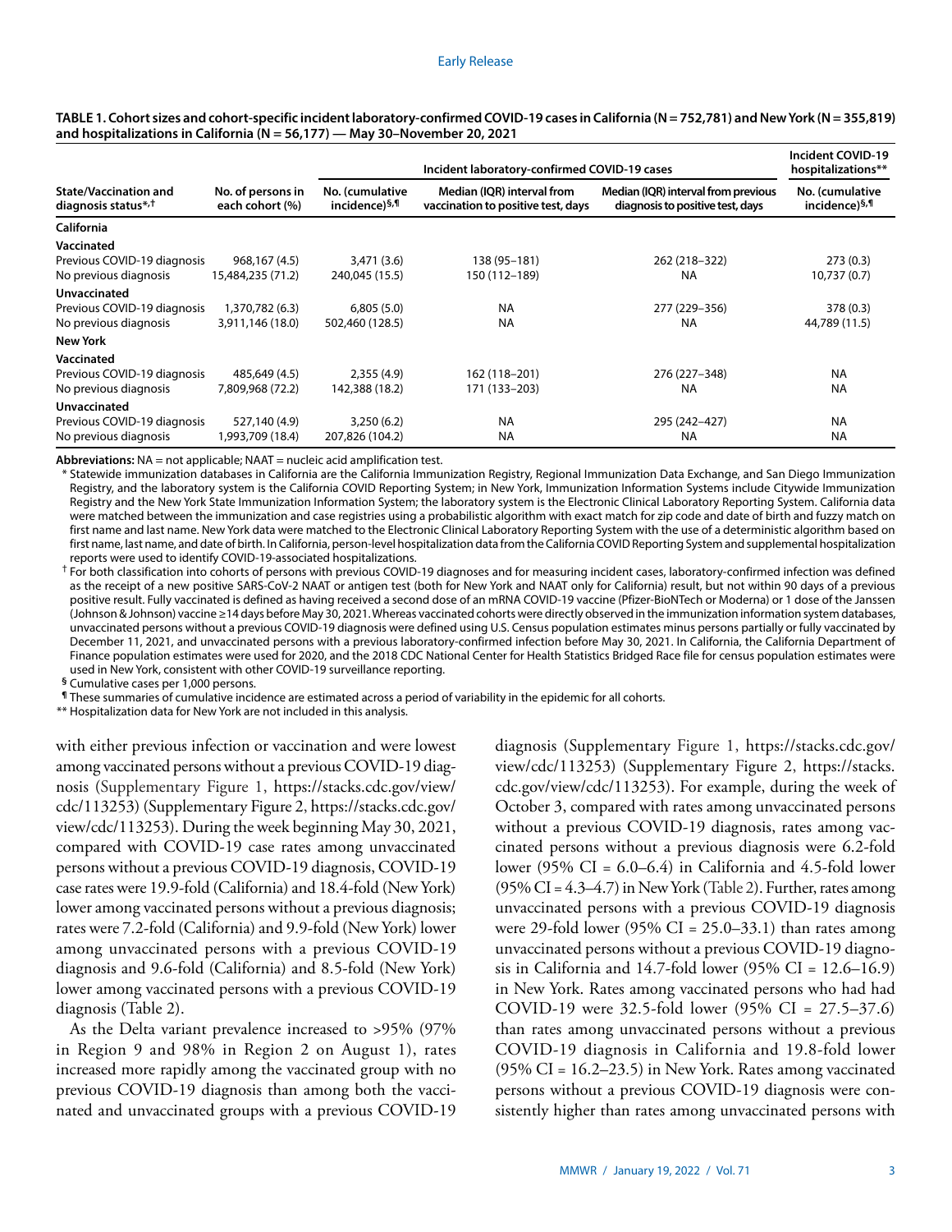**TABLE 1. Cohort sizes and cohort-specific incident laboratory-confirmed COVID-19 cases in California (N = 752,781) and New York (N = 355,819) and hospitalizations in California (N = 56,177) — May 30–November 20, 2021**

| State/Vaccination and diagnosis status*,† | No. of persons in each cohort (%) | Incident laboratory-confirmed COVID-19 cases | | | Incident COVID-19 hospitalizations** |
|---|---|---|---|---|---|
| | | No. (cumulative incidence)§,¶ | Median (IQR) interval from vaccination to positive test, days | Median (IQR) interval from previous diagnosis to positive test, days | No. (cumulative incidence)§,¶ |
| **California** | | | | | |
| **Vaccinated** | | | | | |
| Previous COVID-19 diagnosis | 968,167 (4.5) | 3,471 (3.6) | 138 (95–181) | 262 (218–322) | 273 (0.3) |
| No previous diagnosis | 15,484,235 (71.2) | 240,045 (15.5) | 150 (112–189) | NA | 10,737 (0.7) |
| **Unvaccinated** | | | | | |
| Previous COVID-19 diagnosis | 1,370,782 (6.3) | 6,805 (5.0) | NA | 277 (229–356) | 378 (0.3) |
| No previous diagnosis | 3,911,146 (18.0) | 502,460 (128.5) | NA | NA | 44,789 (11.5) |
| **New York** | | | | | |
| **Vaccinated** | | | | | |
| Previous COVID-19 diagnosis | 485,649 (4.5) | 2,355 (4.9) | 162 (118–201) | 276 (227–348) | NA |
| No previous diagnosis | 7,809,968 (72.2) | 142,388 (18.2) | 171 (133–203) | NA | NA |
| **Unvaccinated** | | | | | |
| Previous COVID-19 diagnosis | 527,140 (4.9) | 3,250 (6.2) | NA | 295 (242–427) | NA |
| No previous diagnosis | 1,993,709 (18.4) | 207,826 (104.2) | NA | NA | NA |

**Abbreviations:** NA = not applicable; NAAT = nucleic acid amplification test.

\* Statewide immunization databases in California are the California Immunization Registry, Regional Immunization Data Exchange, and San Diego Immunization Registry, and the laboratory system is the California COVID Reporting System; in New York, Immunization Information Systems include Citywide Immunization Registry and the New York State Immunization Information System; the laboratory system is the Electronic Clinical Laboratory Reporting System. California data were matched between the immunization and case registries using a probabilistic algorithm with exact match for zip code and date of birth and fuzzy match on first name and last name. New York data were matched to the Electronic Clinical Laboratory Reporting System with the use of a deterministic algorithm based on first name, last name, and date of birth. In California, person-level hospitalization data from the California COVID Reporting System and supplemental hospitalization reports were used to identify COVID-19-associated hospitalizations.

† For both classification into cohorts of persons with previous COVID-19 diagnoses and for measuring incident cases, laboratory-confirmed infection was defined as the receipt of a new positive SARS-CoV-2 NAAT or antigen test (both for New York and NAAT only for California) result, but not within 90 days of a previous positive result. Fully vaccinated is defined as having received a second dose of an mRNA COVID-19 vaccine (Pfizer-BioNTech or Moderna) or 1 dose of the Janssen (Johnson & Johnson) vaccine ≥14 days before May 30, 2021. Whereas vaccinated cohorts were directly observed in the immunization information system databases, unvaccinated persons without a previous COVID-19 diagnosis were defined using U.S. Census population estimates minus persons partially or fully vaccinated by December 11, 2021, and unvaccinated persons with a previous laboratory-confirmed infection before May 30, 2021. In California, the California Department of Finance population estimates were used for 2020, and the 2018 CDC National Center for Health Statistics Bridged Race file for census population estimates were used in New York, consistent with other COVID-19 surveillance reporting.

§ Cumulative cases per 1,000 persons.

¶ These summaries of cumulative incidence are estimated across a period of variability in the epidemic for all cohorts.

** Hospitalization data for New York are not included in this analysis.

with either previous infection or vaccination and were lowest among vaccinated persons without a previous COVID-19 diagnosis (Supplementary Figure 1, https://stacks.cdc.gov/view/cdc/113253) (Supplementary Figure 2, https://stacks.cdc.gov/view/cdc/113253). During the week beginning May 30, 2021, compared with COVID-19 case rates among unvaccinated persons without a previous COVID-19 diagnosis, COVID-19 case rates were 19.9-fold (California) and 18.4-fold (New York) lower among vaccinated persons without a previous diagnosis; rates were 7.2-fold (California) and 9.9-fold (New York) lower among unvaccinated persons with a previous COVID-19 diagnosis and 9.6-fold (California) and 8.5-fold (New York) lower among vaccinated persons with a previous COVID-19 diagnosis (Table 2).

As the Delta variant prevalence increased to >95% (97% in Region 9 and 98% in Region 2 on August 1), rates increased more rapidly among the vaccinated group with no previous COVID-19 diagnosis than among both the vaccinated and unvaccinated groups with a previous COVID-19 diagnosis (Supplementary Figure 1, https://stacks.cdc.gov/view/cdc/113253) (Supplementary Figure 2, https://stacks.cdc.gov/view/cdc/113253). For example, during the week of October 3, compared with rates among unvaccinated persons without a previous COVID-19 diagnosis, rates among vaccinated persons without a previous diagnosis were 6.2-fold lower (95% CI = 6.0–6.4) in California and 4.5-fold lower (95% CI = 4.3–4.7) in New York (Table 2). Further, rates among unvaccinated persons with a previous COVID-19 diagnosis were 29-fold lower (95% CI = 25.0–33.1) than rates among unvaccinated persons without a previous COVID-19 diagnosis in California and 14.7-fold lower (95% CI = 12.6–16.9) in New York. Rates among vaccinated persons who had had COVID-19 were 32.5-fold lower (95% CI = 27.5–37.6) than rates among unvaccinated persons without a previous COVID-19 diagnosis in California and 19.8-fold lower (95% CI = 16.2–23.5) in New York. Rates among vaccinated persons without a previous COVID-19 diagnosis were consistently higher than rates among unvaccinated persons with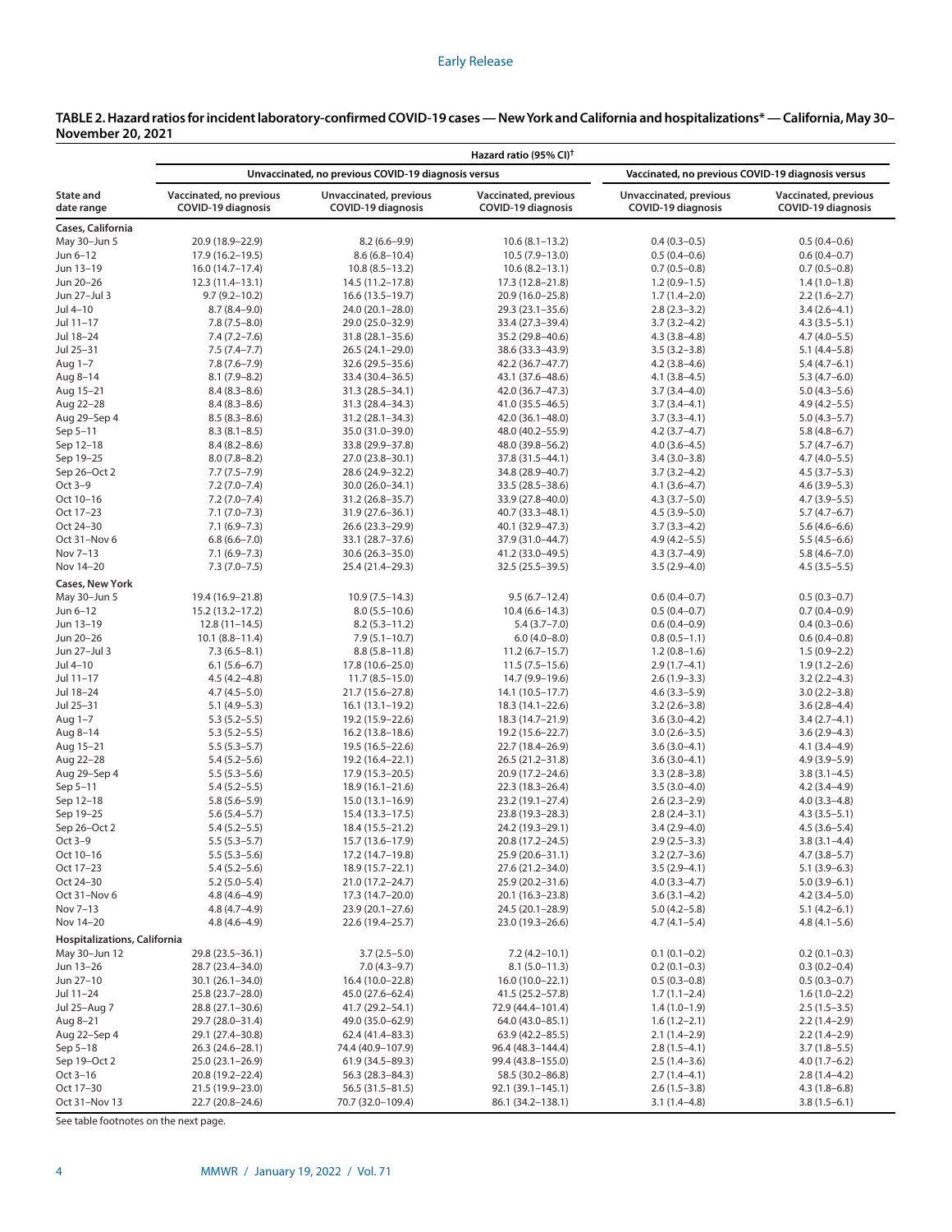**TABLE 2. Hazard ratios for incident laboratory-confirmed COVID-19 cases — New York and California and hospitalizations* — California, May 30–November 20, 2021**

| State and date range | Hazard ratio (95% CI)† | | | | |
|---|---|---|---|---|---|
| | Unvaccinated, no previous COVID-19 diagnosis versus | | | Vaccinated, no previous COVID-19 diagnosis versus | |
| | Vaccinated, no previous COVID-19 diagnosis | Unvaccinated, previous COVID-19 diagnosis | Vaccinated, previous COVID-19 diagnosis | Unvaccinated, previous COVID-19 diagnosis | Vaccinated, previous COVID-19 diagnosis |
| **Cases, California** | | | | | |
| May 30–Jun 5 | 20.9 (18.9–22.9) | 8.2 (6.6–9.9) | 10.6 (8.1–13.2) | 0.4 (0.3–0.5) | 0.5 (0.4–0.6) |
| Jun 6–12 | 17.9 (16.2–19.5) | 8.6 (6.8–10.4) | 10.5 (7.9–13.0) | 0.5 (0.4–0.6) | 0.6 (0.4–0.7) |
| Jun 13–19 | 16.0 (14.7–17.4) | 10.8 (8.5–13.2) | 10.6 (8.2–13.1) | 0.7 (0.5–0.8) | 0.7 (0.5–0.8) |
| Jun 20–26 | 12.3 (11.4–13.1) | 14.5 (11.2–17.8) | 17.3 (12.8–21.8) | 1.2 (0.9–1.5) | 1.4 (1.0–1.8) |
| Jun 27–Jul 3 | 9.7 (9.2–10.2) | 16.6 (13.5–19.7) | 20.9 (16.0–25.8) | 1.7 (1.4–2.0) | 2.2 (1.6–2.7) |
| Jul 4–10 | 8.7 (8.4–9.0) | 24.0 (20.1–28.0) | 29.3 (23.1–35.6) | 2.8 (2.3–3.2) | 3.4 (2.6–4.1) |
| Jul 11–17 | 7.8 (7.5–8.0) | 29.0 (25.0–32.9) | 33.4 (27.3–39.4) | 3.7 (3.2–4.2) | 4.3 (3.5–5.1) |
| Jul 18–24 | 7.4 (7.2–7.6) | 31.8 (28.1–35.6) | 35.2 (29.8–40.6) | 4.3 (3.8–4.8) | 4.7 (4.0–5.5) |
| Jul 25–31 | 7.5 (7.4–7.7) | 26.5 (24.1–29.0) | 38.6 (33.3–43.9) | 3.5 (3.2–3.8) | 5.1 (4.4–5.8) |
| Aug 1–7 | 7.8 (7.6–7.9) | 32.6 (29.5–35.6) | 42.2 (36.7–47.7) | 4.2 (3.8–4.6) | 5.4 (4.7–6.1) |
| Aug 8–14 | 8.1 (7.9–8.2) | 33.4 (30.4–36.5) | 43.1 (37.6–48.6) | 4.1 (3.8–4.5) | 5.3 (4.7–6.0) |
| Aug 15–21 | 8.4 (8.3–8.6) | 31.3 (28.5–34.1) | 42.0 (36.7–47.3) | 3.7 (3.4–4.0) | 5.0 (4.3–5.6) |
| Aug 22–28 | 8.4 (8.3–8.6) | 31.3 (28.4–34.3) | 41.0 (35.5–46.5) | 3.7 (3.4–4.1) | 4.9 (4.2–5.5) |
| Aug 29–Sep 4 | 8.5 (8.3–8.6) | 31.2 (28.1–34.3) | 42.0 (36.1–48.0) | 3.7 (3.3–4.1) | 5.0 (4.3–5.7) |
| Sep 5–11 | 8.3 (8.1–8.5) | 35.0 (31.0–39.0) | 48.0 (40.2–55.9) | 4.2 (3.7–4.7) | 5.8 (4.8–6.7) |
| Sep 12–18 | 8.4 (8.2–8.6) | 33.8 (29.9–37.8) | 48.0 (39.8–56.2) | 4.0 (3.6–4.5) | 5.7 (4.7–6.7) |
| Sep 19–25 | 8.0 (7.8–8.2) | 27.0 (23.8–30.1) | 37.8 (31.5–44.1) | 3.4 (3.0–3.8) | 4.7 (4.0–5.5) |
| Sep 26–Oct 2 | 7.7 (7.5–7.9) | 28.6 (24.9–32.2) | 34.8 (28.9–40.7) | 3.7 (3.2–4.2) | 4.5 (3.7–5.3) |
| Oct 3–9 | 7.2 (7.0–7.4) | 30.0 (26.0–34.1) | 33.5 (28.5–38.6) | 4.1 (3.6–4.7) | 4.6 (3.9–5.3) |
| Oct 10–16 | 7.2 (7.0–7.4) | 31.2 (26.8–35.7) | 33.9 (27.8–40.0) | 4.3 (3.7–5.0) | 4.7 (3.9–5.5) |
| Oct 17–23 | 7.1 (7.0–7.3) | 31.9 (27.6–36.1) | 40.7 (33.3–48.1) | 4.5 (3.9–5.0) | 5.7 (4.7–6.7) |
| Oct 24–30 | 7.1 (6.9–7.3) | 26.6 (23.3–29.9) | 40.1 (32.9–47.3) | 3.7 (3.3–4.2) | 5.6 (4.6–6.6) |
| Oct 31–Nov 6 | 6.8 (6.6–7.0) | 33.1 (28.7–37.6) | 37.9 (31.0–44.7) | 4.9 (4.2–5.5) | 5.5 (4.5–6.6) |
| Nov 7–13 | 7.1 (6.9–7.3) | 30.6 (26.3–35.0) | 41.2 (33.0–49.5) | 4.3 (3.7–4.9) | 5.8 (4.6–7.0) |
| Nov 14–20 | 7.3 (7.0–7.5) | 25.4 (21.4–29.3) | 32.5 (25.5–39.5) | 3.5 (2.9–4.0) | 4.5 (3.5–5.5) |
| **Cases, New York** | | | | | |
| May 30–Jun 5 | 19.4 (16.9–21.8) | 10.9 (7.5–14.3) | 9.5 (6.7–12.4) | 0.6 (0.4–0.7) | 0.5 (0.3–0.7) |
| Jun 6–12 | 15.2 (13.2–17.2) | 8.0 (5.5–10.6) | 10.4 (6.6–14.3) | 0.5 (0.4–0.7) | 0.7 (0.4–0.9) |
| Jun 13–19 | 12.8 (11–14.5) | 8.2 (5.3–11.2) | 5.4 (3.7–7.0) | 0.6 (0.4–0.9) | 0.4 (0.3–0.6) |
| Jun 20–26 | 10.1 (8.8–11.4) | 7.9 (5.1–10.7) | 6.0 (4.0–8.0) | 0.8 (0.5–1.1) | 0.6 (0.4–0.8) |
| Jun 27–Jul 3 | 7.3 (6.5–8.1) | 8.8 (5.8–11.8) | 11.2 (6.7–15.7) | 1.2 (0.8–1.6) | 1.5 (0.9–2.2) |
| Jul 4–10 | 6.1 (5.6–6.7) | 17.8 (10.6–25.0) | 11.5 (7.5–15.6) | 2.9 (1.7–4.1) | 1.9 (1.2–2.6) |
| Jul 11–17 | 4.5 (4.2–4.8) | 11.7 (8.5–15.0) | 14.7 (9.9–19.6) | 2.6 (1.9–3.3) | 3.2 (2.2–4.3) |
| Jul 18–24 | 4.7 (4.5–5.0) | 21.7 (15.6–27.8) | 14.1 (10.5–17.7) | 4.6 (3.3–5.9) | 3.0 (2.2–3.8) |
| Jul 25–31 | 5.1 (4.9–5.3) | 16.1 (13.1–19.2) | 18.3 (14.1–22.6) | 3.2 (2.6–3.8) | 3.6 (2.8–4.4) |
| Aug 1–7 | 5.3 (5.2–5.5) | 19.2 (15.9–22.6) | 18.3 (14.7–21.9) | 3.6 (3.0–4.2) | 3.4 (2.7–4.1) |
| Aug 8–14 | 5.3 (5.2–5.5) | 16.2 (13.8–18.6) | 19.2 (15.6–22.7) | 3.0 (2.6–3.5) | 3.6 (2.9–4.3) |
| Aug 15–21 | 5.5 (5.3–5.7) | 19.5 (16.5–22.6) | 22.7 (18.4–26.9) | 3.6 (3.0–4.1) | 4.1 (3.4–4.9) |
| Aug 22–28 | 5.4 (5.2–5.6) | 19.2 (16.4–22.1) | 26.5 (21.2–31.8) | 3.6 (3.0–4.1) | 4.9 (3.9–5.9) |
| Aug 29–Sep 4 | 5.5 (5.3–5.6) | 17.9 (15.3–20.5) | 20.9 (17.2–24.6) | 3.3 (2.8–3.8) | 3.8 (3.1–4.5) |
| Sep 5–11 | 5.4 (5.2–5.5) | 18.9 (16.1–21.6) | 22.3 (18.3–26.4) | 3.5 (3.0–4.0) | 4.2 (3.4–4.9) |
| Sep 12–18 | 5.8 (5.6–5.9) | 15.0 (13.1–16.9) | 23.2 (19.1–27.4) | 2.6 (2.3–2.9) | 4.0 (3.3–4.8) |
| Sep 19–25 | 5.6 (5.4–5.7) | 15.4 (13.3–17.5) | 23.8 (19.3–28.3) | 2.8 (2.4–3.1) | 4.3 (3.5–5.1) |
| Sep 26–Oct 2 | 5.4 (5.2–5.5) | 18.4 (15.5–21.2) | 24.2 (19.3–29.1) | 3.4 (2.9–4.0) | 4.5 (3.6–5.4) |
| Oct 3–9 | 5.5 (5.3–5.7) | 15.7 (13.6–17.9) | 20.8 (17.2–24.5) | 2.9 (2.5–3.3) | 3.8 (3.1–4.4) |
| Oct 10–16 | 5.5 (5.3–5.6) | 17.2 (14.7–19.8) | 25.9 (20.6–31.1) | 3.2 (2.7–3.6) | 4.7 (3.8–5.7) |
| Oct 17–23 | 5.4 (5.2–5.6) | 18.9 (15.7–22.1) | 27.6 (21.2–34.0) | 3.5 (2.9–4.1) | 5.1 (3.9–6.3) |
| Oct 24–30 | 5.2 (5.0–5.4) | 21.0 (17.2–24.7) | 25.9 (20.2–31.6) | 4.0 (3.3–4.7) | 5.0 (3.9–6.1) |
| Oct 31–Nov 6 | 4.8 (4.6–4.9) | 17.3 (14.7–20.0) | 20.1 (16.3–23.8) | 3.6 (3.1–4.2) | 4.2 (3.4–5.0) |
| Nov 7–13 | 4.8 (4.7–4.9) | 23.9 (20.1–27.6) | 24.5 (20.1–28.9) | 5.0 (4.2–5.8) | 5.1 (4.2–6.1) |
| Nov 14–20 | 4.8 (4.6–4.9) | 22.6 (19.4–25.7) | 23.0 (19.3–26.6) | 4.7 (4.1–5.4) | 4.8 (4.1–5.6) |
| **Hospitalizations, California** | | | | | |
| May 30–Jun 12 | 29.8 (23.5–36.1) | 3.7 (2.5–5.0) | 7.2 (4.2–10.1) | 0.1 (0.1–0.2) | 0.2 (0.1–0.3) |
| Jun 13–26 | 28.7 (23.4–34.0) | 7.0 (4.3–9.7) | 8.1 (5.0–11.3) | 0.2 (0.1–0.3) | 0.3 (0.2–0.4) |
| Jun 27–10 | 30.1 (26.1–34.0) | 16.4 (10.0–22.8) | 16.0 (10.0–22.1) | 0.5 (0.3–0.8) | 0.5 (0.3–0.7) |
| Jul 11–24 | 25.8 (23.7–28.0) | 45.0 (27.6–62.4) | 41.5 (25.2–57.8) | 1.7 (1.1–2.4) | 1.6 (1.0–2.2) |
| Jul 25–Aug 7 | 28.8 (27.1–30.6) | 41.7 (29.2–54.1) | 72.9 (44.4–101.4) | 1.4 (1.0–1.9) | 2.5 (1.5–3.5) |
| Aug 8–21 | 29.7 (28.0–31.4) | 49.0 (35.0–62.9) | 64.0 (43.0–85.1) | 1.6 (1.2–2.1) | 2.2 (1.4–2.9) |
| Aug 22–Sep 4 | 29.1 (27.4–30.8) | 62.4 (41.4–83.3) | 63.9 (42.2–85.5) | 2.1 (1.4–2.9) | 2.2 (1.4–2.9) |
| Sep 5–18 | 26.3 (24.6–28.1) | 74.4 (40.9–107.9) | 96.4 (48.3–144.4) | 2.8 (1.5–4.1) | 3.7 (1.8–5.5) |
| Sep 19–Oct 2 | 25.0 (23.1–26.9) | 61.9 (34.5–89.3) | 99.4 (43.8–155.0) | 2.5 (1.4–3.6) | 4.0 (1.7–6.2) |
| Oct 3–16 | 20.8 (19.2–22.4) | 56.3 (28.3–84.3) | 58.5 (30.2–86.8) | 2.7 (1.4–4.1) | 2.8 (1.4–4.2) |
| Oct 17–30 | 21.5 (19.9–23.0) | 56.5 (31.5–81.5) | 92.1 (39.1–145.1) | 2.6 (1.5–3.8) | 4.3 (1.8–6.8) |
| Oct 31–Nov 13 | 22.7 (20.8–24.6) | 70.7 (32.0–109.4) | 86.1 (34.2–138.1) | 3.1 (1.4–4.8) | 3.8 (1.5–6.1) |

See table footnotes on the next page.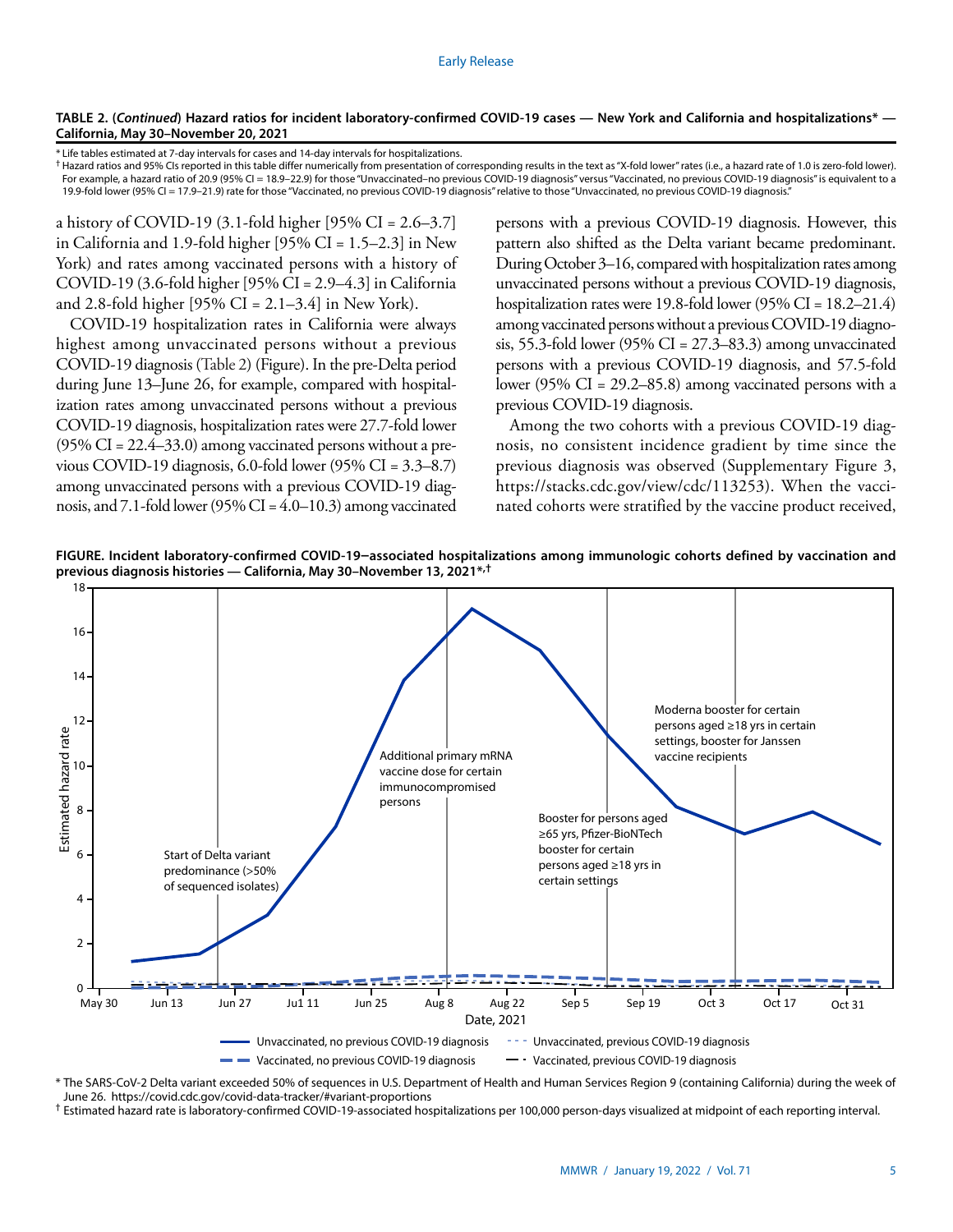**TABLE 2. (*Continued*) Hazard ratios for incident laboratory-confirmed COVID-19 cases — New York and California and hospitalizations\* — California, May 30–November 20, 2021**

\* Life tables estimated at 7-day intervals for cases and 14-day intervals for hospitalizations.

† Hazard ratios and 95% CIs reported in this table differ numerically from presentation of corresponding results in the text as "X-fold lower" rates (i.e., a hazard rate of 1.0 is zero-fold lower). For example, a hazard ratio of 20.9 (95% CI = 18.9–22.9) for those "Unvaccinated–no previous COVID-19 diagnosis" versus "Vaccinated, no previous COVID-19 diagnosis" is equivalent to a 19.9-fold lower (95% CI = 17.9–21.9) rate for those "Vaccinated, no previous COVID-19 diagnosis" relative to those "Unvaccinated, no previous COVID-19 diagnosis."

a history of COVID-19 (3.1-fold higher [95% CI = 2.6–3.7] in California and 1.9-fold higher [95% CI = 1.5–2.3] in New York) and rates among vaccinated persons with a history of COVID-19 (3.6-fold higher [95% CI = 2.9–4.3] in California and 2.8-fold higher [95% CI = 2.1–3.4] in New York).

COVID-19 hospitalization rates in California were always highest among unvaccinated persons without a previous COVID-19 diagnosis (Table 2) (Figure). In the pre-Delta period during June 13–June 26, for example, compared with hospitalization rates among unvaccinated persons without a previous COVID-19 diagnosis, hospitalization rates were 27.7-fold lower (95% CI = 22.4–33.0) among vaccinated persons without a previous COVID-19 diagnosis, 6.0-fold lower (95% CI = 3.3–8.7) among unvaccinated persons with a previous COVID-19 diagnosis, and 7.1-fold lower (95% CI = 4.0–10.3) among vaccinated persons with a previous COVID-19 diagnosis. However, this pattern also shifted as the Delta variant became predominant. During October 3–16, compared with hospitalization rates among unvaccinated persons without a previous COVID-19 diagnosis, hospitalization rates were 19.8-fold lower (95% CI = 18.2–21.4) among vaccinated persons without a previous COVID-19 diagnosis, 55.3-fold lower (95% CI = 27.3–83.3) among unvaccinated persons with a previous COVID-19 diagnosis, and 57.5-fold lower (95% CI = 29.2–85.8) among vaccinated persons with a previous COVID-19 diagnosis.

Among the two cohorts with a previous COVID-19 diagnosis, no consistent incidence gradient by time since the previous diagnosis was observed (Supplementary Figure 3, https://stacks.cdc.gov/view/cdc/113253). When the vaccinated cohorts were stratified by the vaccine product received,

**FIGURE. Incident laboratory-confirmed COVID-19–associated hospitalizations among immunologic cohorts defined by vaccination and previous diagnosis histories — California, May 30–November 13, 2021\*,†**

\* The SARS-CoV-2 Delta variant exceeded 50% of sequences in U.S. Department of Health and Human Services Region 9 (containing California) during the week of June 26. https://covid.cdc.gov/covid-data-tracker/#variant-proportions

† Estimated hazard rate is laboratory-confirmed COVID-19-associated hospitalizations per 100,000 person-days visualized at midpoint of each reporting interval.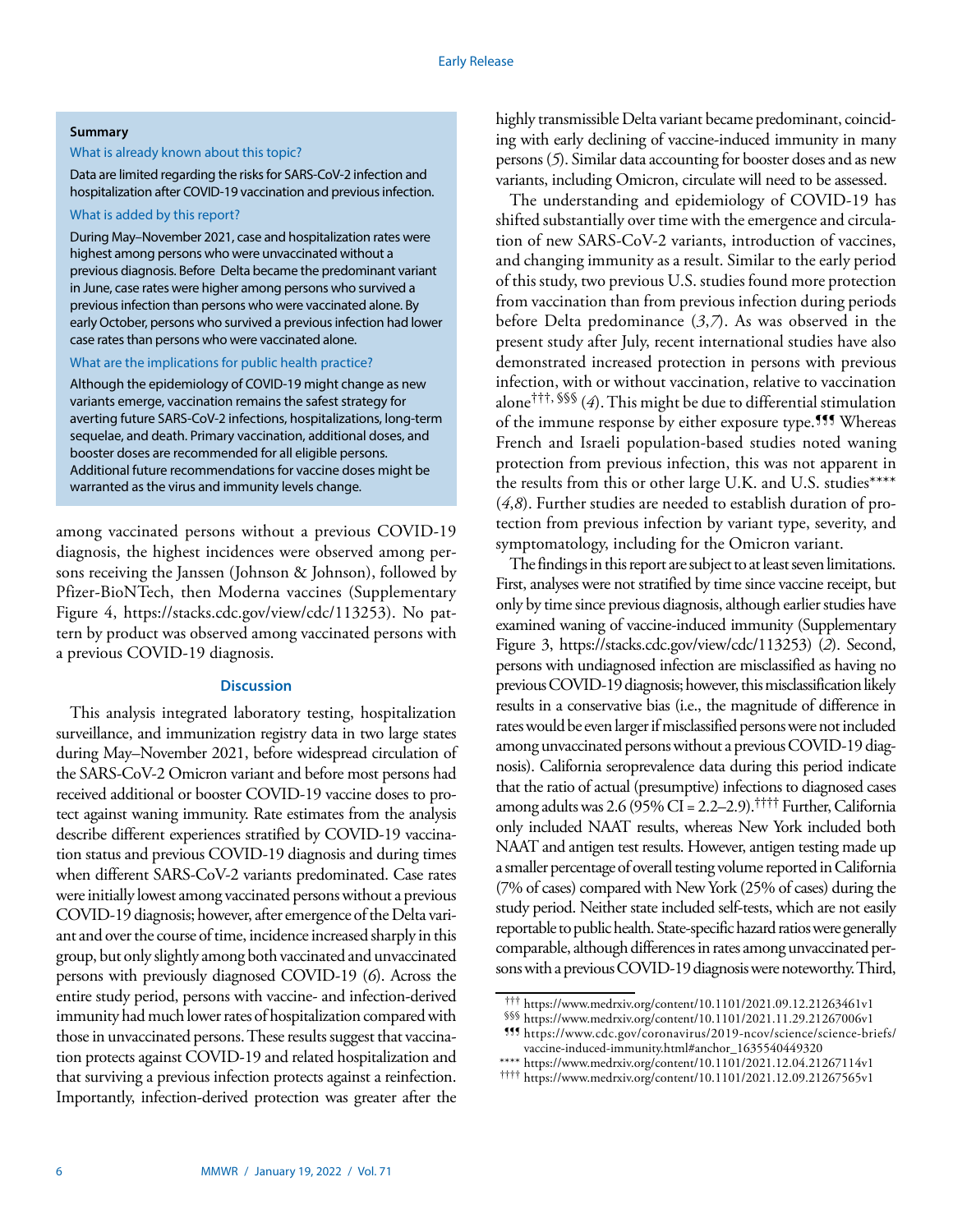**Summary**

*What is already known about this topic?*

Data are limited regarding the risks for SARS-CoV-2 infection and hospitalization after COVID-19 vaccination and previous infection.

*What is added by this report?*

During May–November 2021, case and hospitalization rates were highest among persons who were unvaccinated without a previous diagnosis. Before Delta became the predominant variant in June, case rates were higher among persons who survived a previous infection than persons who were vaccinated alone. By early October, persons who survived a previous infection had lower case rates than persons who were vaccinated alone.

*What are the implications for public health practice?*

Although the epidemiology of COVID-19 might change as new variants emerge, vaccination remains the safest strategy for averting future SARS-CoV-2 infections, hospitalizations, long-term sequelae, and death. Primary vaccination, additional doses, and booster doses are recommended for all eligible persons. Additional future recommendations for vaccine doses might be warranted as the virus and immunity levels change.

among vaccinated persons without a previous COVID-19 diagnosis, the highest incidences were observed among persons receiving the Janssen (Johnson & Johnson), followed by Pfizer-BioNTech, then Moderna vaccines (Supplementary Figure 4, https://stacks.cdc.gov/view/cdc/113253). No pattern by product was observed among vaccinated persons with a previous COVID-19 diagnosis.

## Discussion

This analysis integrated laboratory testing, hospitalization surveillance, and immunization registry data in two large states during May–November 2021, before widespread circulation of the SARS-CoV-2 Omicron variant and before most persons had received additional or booster COVID-19 vaccine doses to protect against waning immunity. Rate estimates from the analysis describe different experiences stratified by COVID-19 vaccination status and previous COVID-19 diagnosis and during times when different SARS-CoV-2 variants predominated. Case rates were initially lowest among vaccinated persons without a previous COVID-19 diagnosis; however, after emergence of the Delta variant and over the course of time, incidence increased sharply in this group, but only slightly among both vaccinated and unvaccinated persons with previously diagnosed COVID-19 (*6*). Across the entire study period, persons with vaccine- and infection-derived immunity had much lower rates of hospitalization compared with those in unvaccinated persons. These results suggest that vaccination protects against COVID-19 and related hospitalization and that surviving a previous infection protects against a reinfection. Importantly, infection-derived protection was greater after the highly transmissible Delta variant became predominant, coinciding with early declining of vaccine-induced immunity in many persons (*5*). Similar data accounting for booster doses and as new variants, including Omicron, circulate will need to be assessed.

The understanding and epidemiology of COVID-19 has shifted substantially over time with the emergence and circulation of new SARS-CoV-2 variants, introduction of vaccines, and changing immunity as a result. Similar to the early period of this study, two previous U.S. studies found more protection from vaccination than from previous infection during periods before Delta predominance (*3*,*7*). As was observed in the present study after July, recent international studies have also demonstrated increased protection in persons with previous infection, with or without vaccination, relative to vaccination alone[†††, §§§] (*4*). This might be due to differential stimulation of the immune response by either exposure type.[¶¶¶] Whereas French and Israeli population-based studies noted waning protection from previous infection, this was not apparent in the results from this or other large U.K. and U.S. studies[****] (*4*,*8*). Further studies are needed to establish duration of protection from previous infection by variant type, severity, and symptomatology, including for the Omicron variant.

The findings in this report are subject to at least seven limitations. First, analyses were not stratified by time since vaccine receipt, but only by time since previous diagnosis, although earlier studies have examined waning of vaccine-induced immunity (Supplementary Figure 3, https://stacks.cdc.gov/view/cdc/113253) (*2*). Second, persons with undiagnosed infection are misclassified as having no previous COVID-19 diagnosis; however, this misclassification likely results in a conservative bias (i.e., the magnitude of difference in rates would be even larger if misclassified persons were not included among unvaccinated persons without a previous COVID-19 diagnosis). California seroprevalence data during this period indicate that the ratio of actual (presumptive) infections to diagnosed cases among adults was 2.6 (95% CI = 2.2–2.9).[††††] Further, California only included NAAT results, whereas New York included both NAAT and antigen test results. However, antigen testing made up a smaller percentage of overall testing volume reported in California (7% of cases) compared with New York (25% of cases) during the study period. Neither state included self-tests, which are not easily reportable to public health. State-specific hazard ratios were generally comparable, although differences in rates among unvaccinated persons with a previous COVID-19 diagnosis were noteworthy. Third,

††† https://www.medrxiv.org/content/10.1101/2021.09.12.21263461v1

§§§ https://www.medrxiv.org/content/10.1101/2021.11.29.21267006v1

¶¶¶ https://www.cdc.gov/coronavirus/2019-ncov/science/science-briefs/vaccine-induced-immunity.html#anchor_1635540449320

**** https://www.medrxiv.org/content/10.1101/2021.12.04.21267114v1

†††† https://www.medrxiv.org/content/10.1101/2021.12.09.21267565v1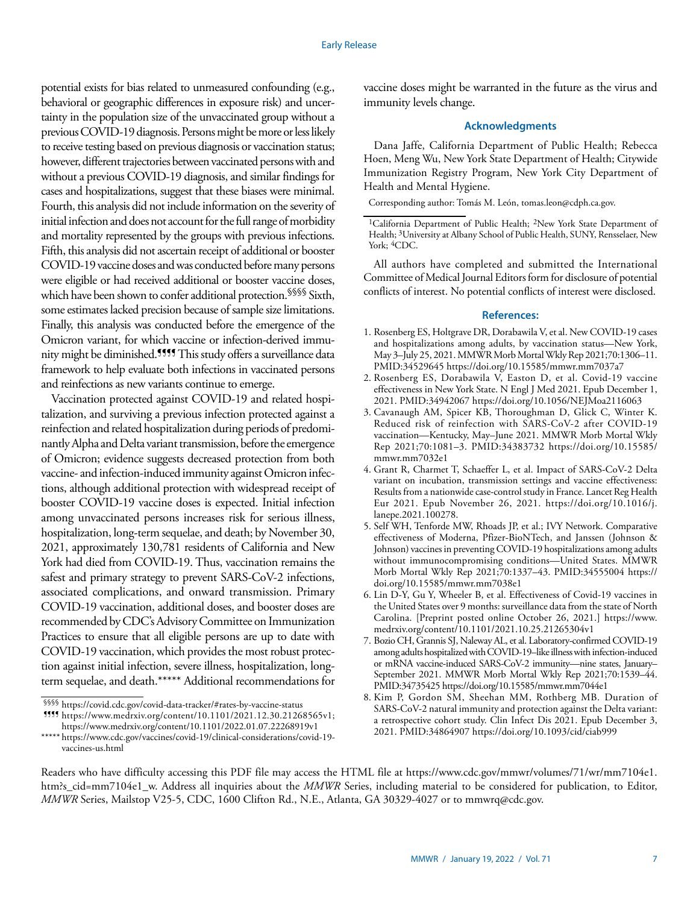potential exists for bias related to unmeasured confounding (e.g., behavioral or geographic differences in exposure risk) and uncertainty in the population size of the unvaccinated group without a previous COVID-19 diagnosis. Persons might be more or less likely to receive testing based on previous diagnosis or vaccination status; however, different trajectories between vaccinated persons with and without a previous COVID-19 diagnosis, and similar findings for cases and hospitalizations, suggest that these biases were minimal. Fourth, this analysis did not include information on the severity of initial infection and does not account for the full range of morbidity and mortality represented by the groups with previous infections. Fifth, this analysis did not ascertain receipt of additional or booster COVID-19 vaccine doses and was conducted before many persons were eligible or had received additional or booster vaccine doses, which have been shown to confer additional protection.[§§§§] Sixth, some estimates lacked precision because of sample size limitations. Finally, this analysis was conducted before the emergence of the Omicron variant, for which vaccine or infection-derived immunity might be diminished.[¶¶¶¶] This study offers a surveillance data framework to help evaluate both infections in vaccinated persons and reinfections as new variants continue to emerge.

Vaccination protected against COVID-19 and related hospitalization, and surviving a previous infection protected against a reinfection and related hospitalization during periods of predominantly Alpha and Delta variant transmission, before the emergence of Omicron; evidence suggests decreased protection from both vaccine- and infection-induced immunity against Omicron infections, although additional protection with widespread receipt of booster COVID-19 vaccine doses is expected. Initial infection among unvaccinated persons increases risk for serious illness, hospitalization, long-term sequelae, and death; by November 30, 2021, approximately 130,781 residents of California and New York had died from COVID-19. Thus, vaccination remains the safest and primary strategy to prevent SARS-CoV-2 infections, associated complications, and onward transmission. Primary COVID-19 vaccination, additional doses, and booster doses are recommended by CDC's Advisory Committee on Immunization Practices to ensure that all eligible persons are up to date with COVID-19 vaccination, which provides the most robust protection against initial infection, severe illness, hospitalization, long-term sequelae, and death.[*****] Additional recommendations for vaccine doses might be warranted in the future as the virus and immunity levels change.

§§§§ https://covid.cdc.gov/covid-data-tracker/#rates-by-vaccine-status

¶¶¶¶ https://www.medrxiv.org/content/10.1101/2021.12.30.21268565v1; https://www.medrxiv.org/content/10.1101/2022.01.07.22268919v1

***** https://www.cdc.gov/vaccines/covid-19/clinical-considerations/covid-19-vaccines-us.html

## Acknowledgments

Dana Jaffe, California Department of Public Health; Rebecca Hoen, Meng Wu, New York State Department of Health; Citywide Immunization Registry Program, New York City Department of Health and Mental Hygiene.

Corresponding author: Tomás M. León, tomas.leon@cdph.ca.gov.

[1]California Department of Public Health; [2]New York State Department of Health; [3]University at Albany School of Public Health, SUNY, Rensselaer, New York; [4]CDC.

All authors have completed and submitted the International Committee of Medical Journal Editors form for disclosure of potential conflicts of interest. No potential conflicts of interest were disclosed.

## References:

1. Rosenberg ES, Holtgrave DR, Dorabawila V, et al. New COVID-19 cases and hospitalizations among adults, by vaccination status—New York, May 3–July 25, 2021. MMWR Morb Mortal Wkly Rep 2021;70:1306–11. PMID:34529645 https://doi.org/10.15585/mmwr.mm7037a7
2. Rosenberg ES, Dorabawila V, Easton D, et al. Covid-19 vaccine effectiveness in New York State. N Engl J Med 2021. Epub December 1, 2021. PMID:34942067 https://doi.org/10.1056/NEJMoa2116063
3. Cavanaugh AM, Spicer KB, Thoroughman D, Glick C, Winter K. Reduced risk of reinfection with SARS-CoV-2 after COVID-19 vaccination—Kentucky, May–June 2021. MMWR Morb Mortal Wkly Rep 2021;70:1081–3. PMID:34383732 https://doi.org/10.15585/mmwr.mm7032e1
4. Grant R, Charmet T, Schaeffer L, et al. Impact of SARS-CoV-2 Delta variant on incubation, transmission settings and vaccine effectiveness: Results from a nationwide case-control study in France. Lancet Reg Health Eur 2021. Epub November 26, 2021. https://doi.org/10.1016/j.lanepe.2021.100278.
5. Self WH, Tenforde MW, Rhoads JP, et al.; IVY Network. Comparative effectiveness of Moderna, Pfizer-BioNTech, and Janssen (Johnson & Johnson) vaccines in preventing COVID-19 hospitalizations among adults without immunocompromising conditions—United States. MMWR Morb Mortal Wkly Rep 2021;70:1337–43. PMID:34555004 https://doi.org/10.15585/mmwr.mm7038e1
6. Lin D-Y, Gu Y, Wheeler B, et al. Effectiveness of Covid-19 vaccines in the United States over 9 months: surveillance data from the state of North Carolina. [Preprint posted online October 26, 2021.] https://www.medrxiv.org/content/10.1101/2021.10.25.21265304v1
7. Bozio CH, Grannis SJ, Naleway AL, et al. Laboratory-confirmed COVID-19 among adults hospitalized with COVID-19–like illness with infection-induced or mRNA vaccine-induced SARS-CoV-2 immunity—nine states, January–September 2021. MMWR Morb Mortal Wkly Rep 2021;70:1539–44. PMID:34735425 https://doi.org/10.15585/mmwr.mm7044e1
8. Kim P, Gordon SM, Sheehan MM, Rothberg MB. Duration of SARS-CoV-2 natural immunity and protection against the Delta variant: a retrospective cohort study. Clin Infect Dis 2021. Epub December 3, 2021. PMID:34864907 https://doi.org/10.1093/cid/ciab999

Readers who have difficulty accessing this PDF file may access the HTML file at https://www.cdc.gov/mmwr/volumes/71/wr/mm7104e1.htm?s_cid=mm7104e1_w. Address all inquiries about the *MMWR* Series, including material to be considered for publication, to Editor, *MMWR* Series, Mailstop V25-5, CDC, 1600 Clifton Rd., N.E., Atlanta, GA 30329-4027 or to mmwrq@cdc.gov.